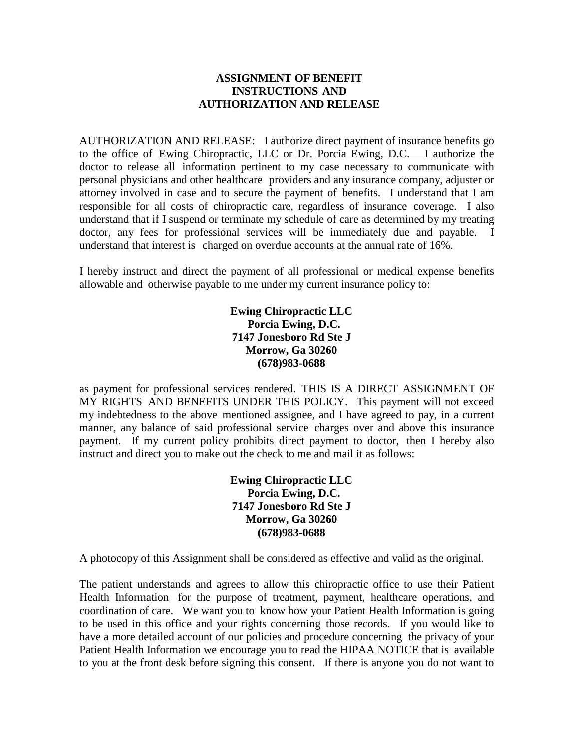# ASSIGNMENT OF BENEFIT
# INSTRUCTIONS AND
# AUTHORIZATION AND RELEASE

AUTHORIZATION AND RELEASE: I authorize direct payment of insurance benefits go to the office of Ewing Chiropractic, LLC or Dr. Porcia Ewing, D.C. I authorize the doctor to release all information pertinent to my case necessary to communicate with personal physicians and other healthcare providers and any insurance company, adjuster or attorney involved in case and to secure the payment of benefits. I understand that I am responsible for all costs of chiropractic care, regardless of insurance coverage. I also understand that if I suspend or terminate my schedule of care as determined by my treating doctor, any fees for professional services will be immediately due and payable. I understand that interest is charged on overdue accounts at the annual rate of 16%.

I hereby instruct and direct the payment of all professional or medical expense benefits allowable and otherwise payable to me under my current insurance policy to:

**Ewing Chiropractic LLC**
**Porcia Ewing, D.C.**
**7147 Jonesboro Rd Ste J**
**Morrow, Ga 30260**
**(678)983-0688**

as payment for professional services rendered. THIS IS A DIRECT ASSIGNMENT OF MY RIGHTS AND BENEFITS UNDER THIS POLICY. This payment will not exceed my indebtedness to the above mentioned assignee, and I have agreed to pay, in a current manner, any balance of said professional service charges over and above this insurance payment. If my current policy prohibits direct payment to doctor, then I hereby also instruct and direct you to make out the check to me and mail it as follows:

**Ewing Chiropractic LLC**
**Porcia Ewing, D.C.**
**7147 Jonesboro Rd Ste J**
**Morrow, Ga 30260**
**(678)983-0688**

A photocopy of this Assignment shall be considered as effective and valid as the original.

The patient understands and agrees to allow this chiropractic office to use their Patient Health Information for the purpose of treatment, payment, healthcare operations, and coordination of care. We want you to know how your Patient Health Information is going to be used in this office and your rights concerning those records. If you would like to have a more detailed account of our policies and procedure concerning the privacy of your Patient Health Information we encourage you to read the HIPAA NOTICE that is available to you at the front desk before signing this consent. If there is anyone you do not want to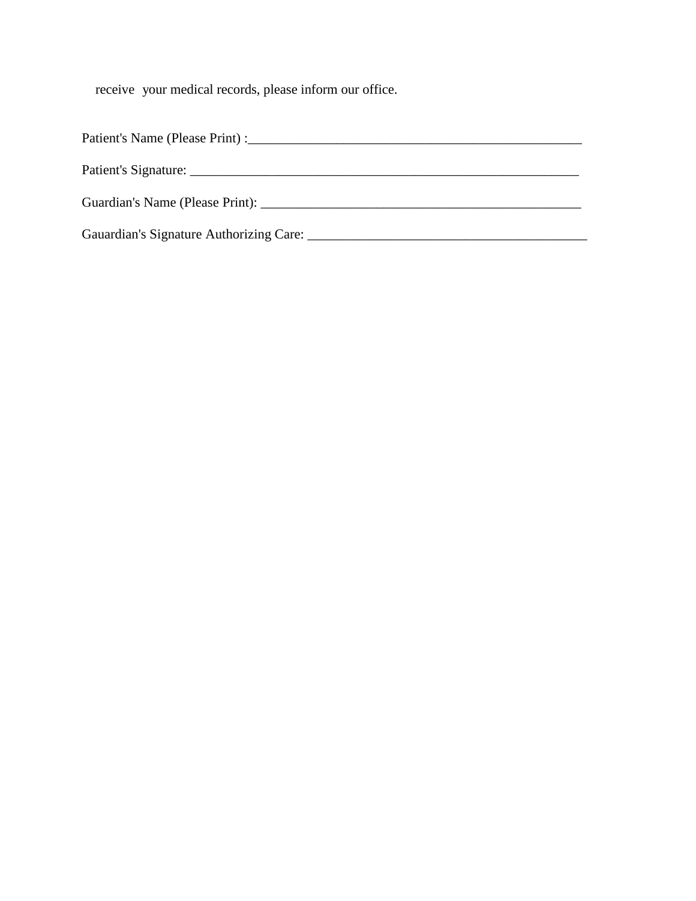receive your medical records, please inform our office.

Patient's Name (Please Print) :___________________________________________________

Patient's Signature: ____________________________________________________________

Guardian's Name (Please Print): _________________________________________________

Gauardian's Signature Authorizing Care: __________________________________________